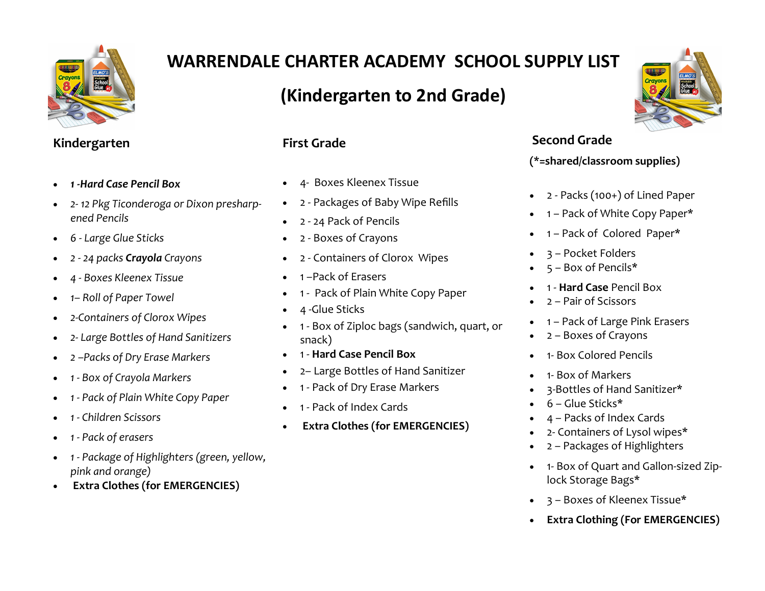# WARRENDALE CHARTER ACADEMY SCHOOL SUPPLY LIST

# (Kindergarten to 2nd Grade)

## Kindergarten

- ***1 -Hard Case Pencil Box***
- *2- 12 Pkg Ticonderoga or Dixon presharp-ened Pencils*
- *6 - Large Glue Sticks*
- *2 - 24 packs* ***Crayola*** *Crayons*
- *4 - Boxes Kleenex Tissue*
- *1– Roll of Paper Towel*
- *2-Containers of Clorox Wipes*
- *2- Large Bottles of Hand Sanitizers*
- *2 –Packs of Dry Erase Markers*
- *1 - Box of Crayola Markers*
- *1 - Pack of Plain White Copy Paper*
- *1 - Children Scissors*
- *1 - Pack of erasers*
- *1 - Package of Highlighters (green, yellow, pink and orange)*
- **Extra Clothes (for EMERGENCIES)**

## First Grade

- 4- Boxes Kleenex Tissue
- 2 - Packages of Baby Wipe Refills
- 2 - 24 Pack of Pencils
- 2 - Boxes of Crayons
- 2 - Containers of Clorox Wipes
- 1 –Pack of Erasers
- 1 - Pack of Plain White Copy Paper
- 4 -Glue Sticks
- 1 - Box of Ziploc bags (sandwich, quart, or snack)
- 1 - **Hard Case Pencil Box**
- 2– Large Bottles of Hand Sanitizer
- 1 - Pack of Dry Erase Markers
- 1 - Pack of Index Cards
- **Extra Clothes (for EMERGENCIES)**

## Second Grade

**(*=shared/classroom supplies)**

- 2 - Packs (100+) of Lined Paper
- 1 – Pack of White Copy Paper*
- 1 – Pack of Colored Paper*
- 3 – Pocket Folders
- 5 – Box of Pencils*
- 1 - **Hard Case** Pencil Box
- 2 – Pair of Scissors
- 1 – Pack of Large Pink Erasers
- 2 – Boxes of Crayons
- 1- Box Colored Pencils
- 1- Box of Markers
- 3-Bottles of Hand Sanitizer*
- 6 – Glue Sticks*
- 4 – Packs of Index Cards
- 2- Containers of Lysol wipes*
- 2 – Packages of Highlighters
- 1- Box of Quart and Gallon-sized Zip-lock Storage Bags*
- 3 – Boxes of Kleenex Tissue*
- **Extra Clothing (For EMERGENCIES)**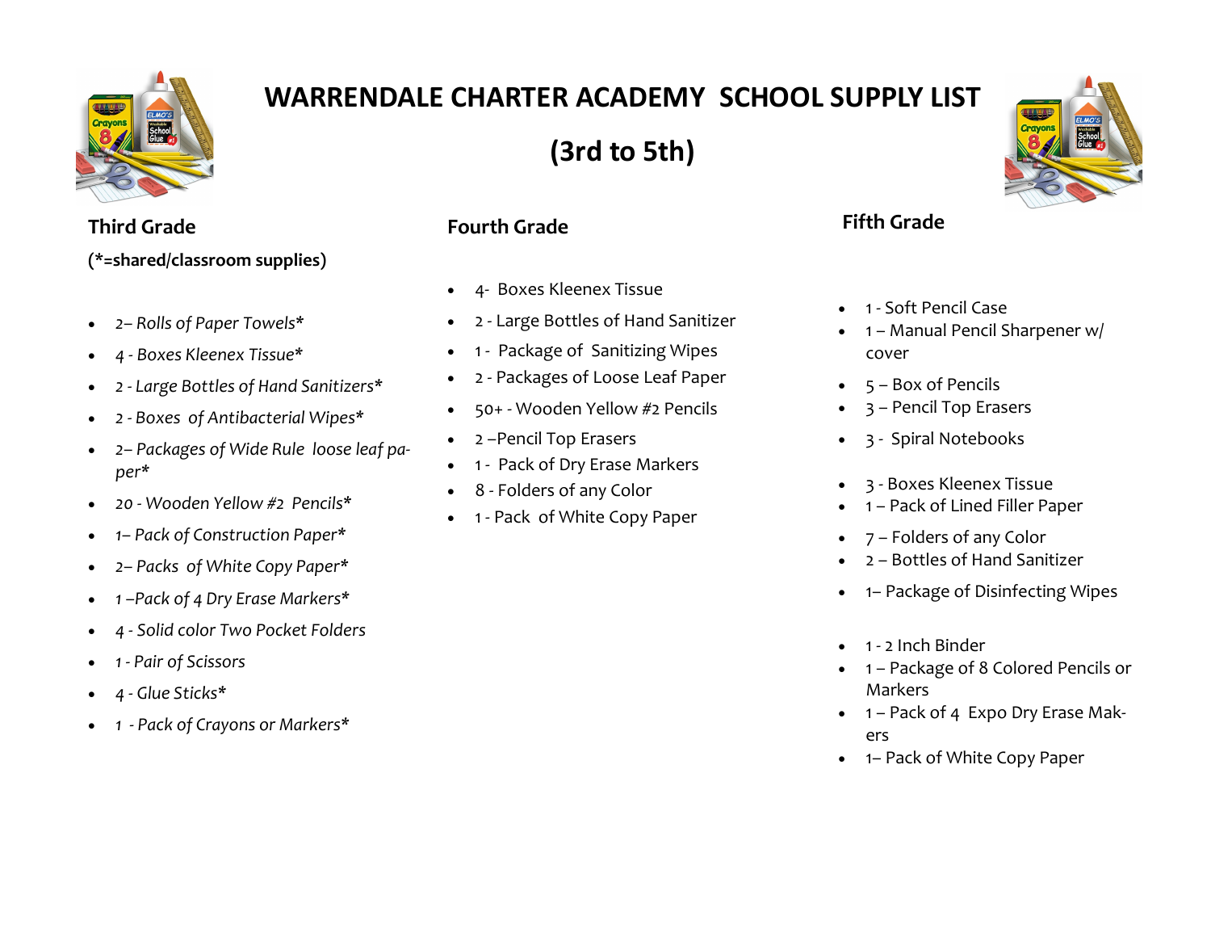# WARRENDALE CHARTER ACADEMY SCHOOL SUPPLY LIST

## (3rd to 5th)

### Third Grade

**(*=shared/classroom supplies)**

- *2– Rolls of Paper Towels**
- *4 - Boxes Kleenex Tissue**
- *2 - Large Bottles of Hand Sanitizers**
- *2 - Boxes of Antibacterial Wipes**
- *2– Packages of Wide Rule loose leaf paper**
- *20 - Wooden Yellow #2 Pencils**
- *1– Pack of Construction Paper**
- *2– Packs of White Copy Paper**
- *1 –Pack of 4 Dry Erase Markers**
- *4 - Solid color Two Pocket Folders*
- *1 - Pair of Scissors*
- *4 - Glue Sticks**
- *1 - Pack of Crayons or Markers**

### Fourth Grade

- 4- Boxes Kleenex Tissue
- 2 - Large Bottles of Hand Sanitizer
- 1 - Package of Sanitizing Wipes
- 2 - Packages of Loose Leaf Paper
- 50+ - Wooden Yellow #2 Pencils
- 2 –Pencil Top Erasers
- 1 - Pack of Dry Erase Markers
- 8 - Folders of any Color
- 1 - Pack of White Copy Paper

### Fifth Grade

- 1 - Soft Pencil Case
- 1 – Manual Pencil Sharpener w/ cover
- 5 – Box of Pencils
- 3 – Pencil Top Erasers
- 3 - Spiral Notebooks
- 3 - Boxes Kleenex Tissue
- 1 – Pack of Lined Filler Paper
- 7 – Folders of any Color
- 2 – Bottles of Hand Sanitizer
- 1– Package of Disinfecting Wipes
- 1 - 2 Inch Binder
- 1 – Package of 8 Colored Pencils or Markers
- 1 – Pack of 4 Expo Dry Erase Makers
- 1– Pack of White Copy Paper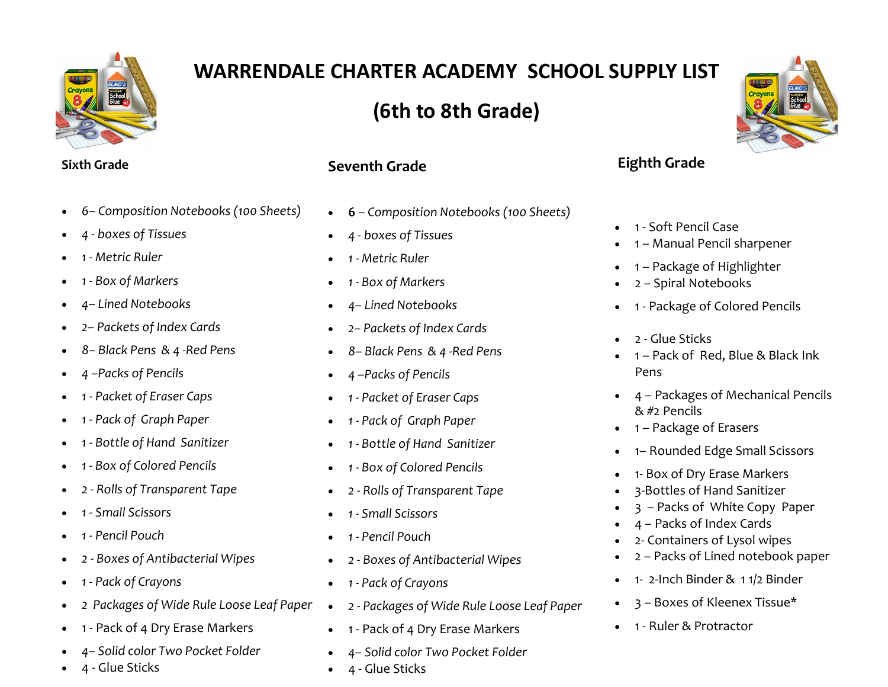# WARRENDALE CHARTER ACADEMY SCHOOL SUPPLY LIST

## (6th to 8th Grade)

### Sixth Grade

- *6– Composition Notebooks (100 Sheets)*
- *4 - boxes of Tissues*
- *1 - Metric Ruler*
- *1 - Box of Markers*
- *4– Lined Notebooks*
- *2– Packets of Index Cards*
- *8– Black Pens & 4 -Red Pens*
- *4 –Packs of Pencils*
- *1 - Packet of Eraser Caps*
- *1 - Pack of Graph Paper*
- *1 - Bottle of Hand Sanitizer*
- *1 - Box of Colored Pencils*
- *2 - Rolls of Transparent Tape*
- *1 - Small Scissors*
- *1 - Pencil Pouch*
- *2 - Boxes of Antibacterial Wipes*
- *1 - Pack of Crayons*
- *2 Packages of Wide Rule Loose Leaf Paper*
- 1 - Pack of 4 Dry Erase Markers
- *4– Solid color Two Pocket Folder*
- 4 - Glue Sticks

### Seventh Grade

- **6** *– Composition Notebooks (100 Sheets)*
- *4 - boxes of Tissues*
- *1 - Metric Ruler*
- *1 - Box of Markers*
- *4– Lined Notebooks*
- *2– Packets of Index Cards*
- *8– Black Pens & 4 -Red Pens*
- *4 –Packs of Pencils*
- *1 - Packet of Eraser Caps*
- *1 - Pack of Graph Paper*
- *1 - Bottle of Hand Sanitizer*
- *1 - Box of Colored Pencils*
- *2 - Rolls of Transparent Tape*
- *1 - Small Scissors*
- *1 - Pencil Pouch*
- *2 - Boxes of Antibacterial Wipes*
- *1 - Pack of Crayons*
- *2 - Packages of Wide Rule Loose Leaf Paper*
- 1 - Pack of 4 Dry Erase Markers
- *4– Solid color Two Pocket Folder*
- 4 - Glue Sticks

### Eighth Grade

- 1 - Soft Pencil Case
- 1 – Manual Pencil sharpener
- 1 – Package of Highlighter
- 2 – Spiral Notebooks
- 1 - Package of Colored Pencils
- 2 - Glue Sticks
- 1 – Pack of Red, Blue & Black Ink Pens
- 4 – Packages of Mechanical Pencils & #2 Pencils
- 1 – Package of Erasers
- 1– Rounded Edge Small Scissors
- 1- Box of Dry Erase Markers
- 3-Bottles of Hand Sanitizer
- 3 – Packs of White Copy Paper
- 4 – Packs of Index Cards
- 2- Containers of Lysol wipes
- 2 – Packs of Lined notebook paper
- 1- 2-Inch Binder & 1 1/2 Binder
- 3 – Boxes of Kleenex Tissue*
- 1 - Ruler & Protractor